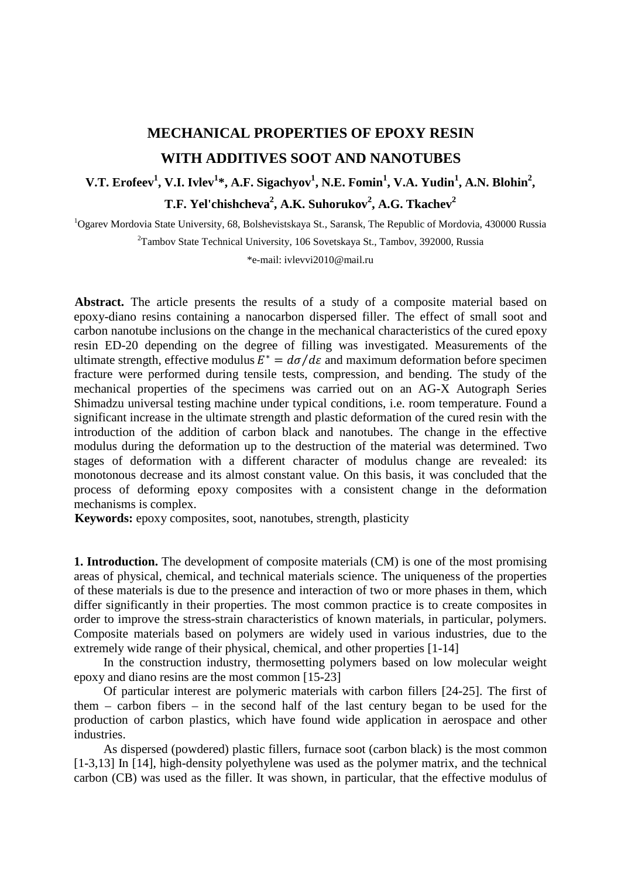# MECHANICAL PROPERTIES OF EPOXY RESIN WITH ADDITIVES SOOT AND NANOTUBES

**V.T. Erofeev[1], V.I. Ivlev[1]\*, A.F. Sigachyov[1], N.E. Fomin[1], V.A. Yudin[1], A.N. Blohin[2], T.F. Yel'chishcheva[2], A.K. Suhorukov[2], A.G. Tkachev[2]**

[1]Ogarev Mordovia State University, 68, Bolshevistskaya St., Saransk, The Republic of Mordovia, 430000 Russia

[2]Tambov State Technical University, 106 Sovetskaya St., Tambov, 392000, Russia

*e-mail: ivlevvi2010@mail.ru

**Abstract.** The article presents the results of a study of a composite material based on epoxy-diano resins containing a nanocarbon dispersed filler. The effect of small soot and carbon nanotube inclusions on the change in the mechanical characteristics of the cured epoxy resin ED-20 depending on the degree of filling was investigated. Measurements of the ultimate strength, effective modulus $E^* = d\sigma/d\varepsilon$ and maximum deformation before specimen fracture were performed during tensile tests, compression, and bending. The study of the mechanical properties of the specimens was carried out on an AG-X Autograph Series Shimadzu universal testing machine under typical conditions, i.e. room temperature. Found a significant increase in the ultimate strength and plastic deformation of the cured resin with the introduction of the addition of carbon black and nanotubes. The change in the effective modulus during the deformation up to the destruction of the material was determined. Two stages of deformation with a different character of modulus change are revealed: its monotonous decrease and its almost constant value. On this basis, it was concluded that the process of deforming epoxy composites with a consistent change in the deformation mechanisms is complex.

**Keywords:** epoxy composites, soot, nanotubes, strength, plasticity

**1. Introduction.** The development of composite materials (CM) is one of the most promising areas of physical, chemical, and technical materials science. The uniqueness of the properties of these materials is due to the presence and interaction of two or more phases in them, which differ significantly in their properties. The most common practice is to create composites in order to improve the stress-strain characteristics of known materials, in particular, polymers. Composite materials based on polymers are widely used in various industries, due to the extremely wide range of their physical, chemical, and other properties [1-14]

In the construction industry, thermosetting polymers based on low molecular weight epoxy and diano resins are the most common [15-23]

Of particular interest are polymeric materials with carbon fillers [24-25]. The first of them – carbon fibers – in the second half of the last century began to be used for the production of carbon plastics, which have found wide application in aerospace and other industries.

As dispersed (powdered) plastic fillers, furnace soot (carbon black) is the most common [1-3,13] In [14], high-density polyethylene was used as the polymer matrix, and the technical carbon (CB) was used as the filler. It was shown, in particular, that the effective modulus of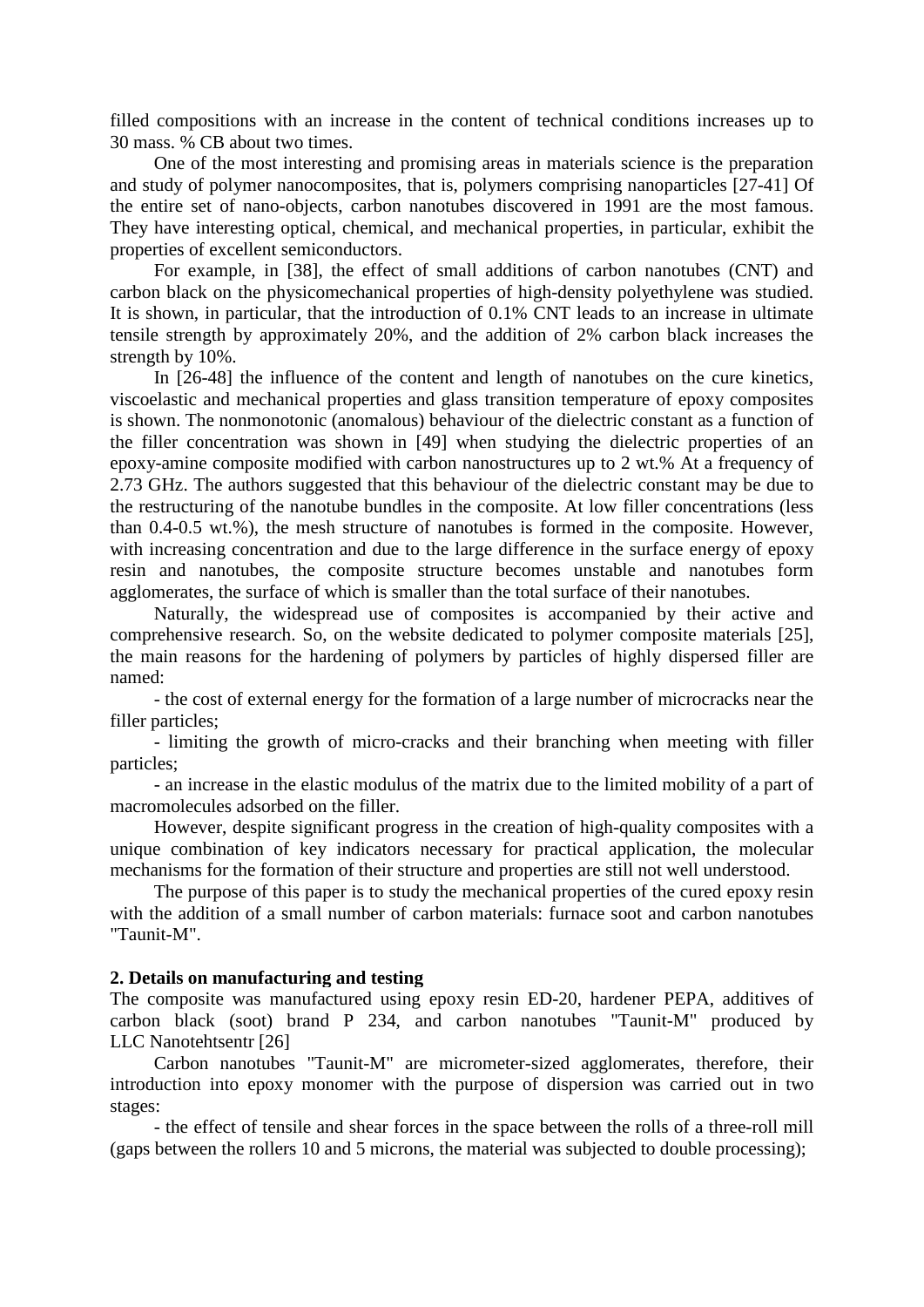filled compositions with an increase in the content of technical conditions increases up to 30 mass. % CB about two times.

One of the most interesting and promising areas in materials science is the preparation and study of polymer nanocomposites, that is, polymers comprising nanoparticles [27-41] Of the entire set of nano-objects, carbon nanotubes discovered in 1991 are the most famous. They have interesting optical, chemical, and mechanical properties, in particular, exhibit the properties of excellent semiconductors.

For example, in [38], the effect of small additions of carbon nanotubes (CNT) and carbon black on the physicomechanical properties of high-density polyethylene was studied. It is shown, in particular, that the introduction of 0.1% CNT leads to an increase in ultimate tensile strength by approximately 20%, and the addition of 2% carbon black increases the strength by 10%.

In [26-48] the influence of the content and length of nanotubes on the cure kinetics, viscoelastic and mechanical properties and glass transition temperature of epoxy composites is shown. The nonmonotonic (anomalous) behaviour of the dielectric constant as a function of the filler concentration was shown in [49] when studying the dielectric properties of an epoxy-amine composite modified with carbon nanostructures up to 2 wt.% At a frequency of 2.73 GHz. The authors suggested that this behaviour of the dielectric constant may be due to the restructuring of the nanotube bundles in the composite. At low filler concentrations (less than 0.4-0.5 wt.%), the mesh structure of nanotubes is formed in the composite. However, with increasing concentration and due to the large difference in the surface energy of epoxy resin and nanotubes, the composite structure becomes unstable and nanotubes form agglomerates, the surface of which is smaller than the total surface of their nanotubes.

Naturally, the widespread use of composites is accompanied by their active and comprehensive research. So, on the website dedicated to polymer composite materials [25], the main reasons for the hardening of polymers by particles of highly dispersed filler are named:

- the cost of external energy for the formation of a large number of microcracks near the filler particles;
- limiting the growth of micro-cracks and their branching when meeting with filler particles;
- an increase in the elastic modulus of the matrix due to the limited mobility of a part of macromolecules adsorbed on the filler.

However, despite significant progress in the creation of high-quality composites with a unique combination of key indicators necessary for practical application, the molecular mechanisms for the formation of their structure and properties are still not well understood.

The purpose of this paper is to study the mechanical properties of the cured epoxy resin with the addition of a small number of carbon materials: furnace soot and carbon nanotubes "Taunit-M".

## 2. Details on manufacturing and testing

The composite was manufactured using epoxy resin ED-20, hardener PEPA, additives of carbon black (soot) brand P 234, and carbon nanotubes "Taunit-M" produced by LLC Nanotehtsentr [26]

Carbon nanotubes "Taunit-M" are micrometer-sized agglomerates, therefore, their introduction into epoxy monomer with the purpose of dispersion was carried out in two stages:

- the effect of tensile and shear forces in the space between the rolls of a three-roll mill (gaps between the rollers 10 and 5 microns, the material was subjected to double processing);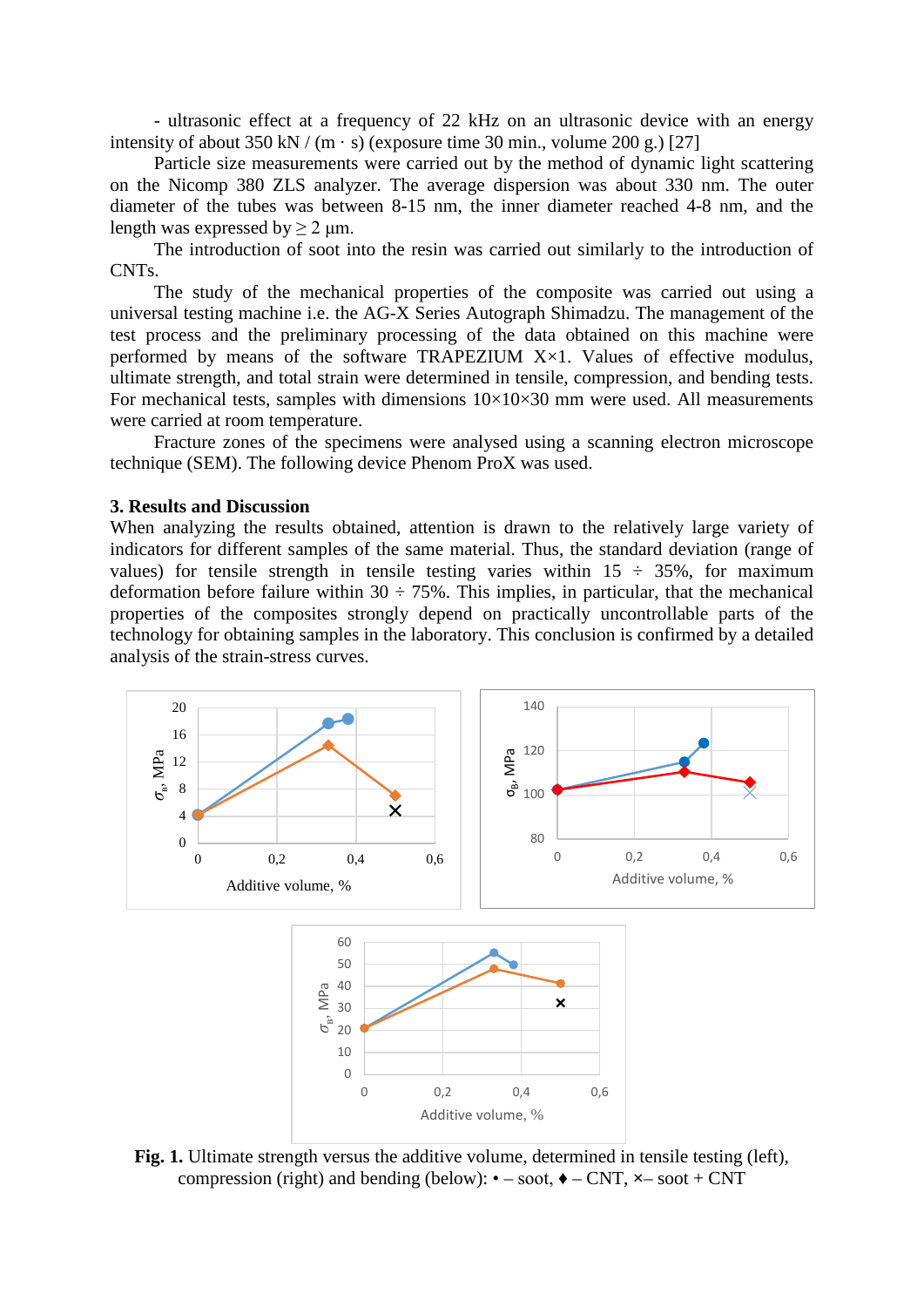- ultrasonic effect at a frequency of 22 kHz on an ultrasonic device with an energy intensity of about 350 kN / (m · s) (exposure time 30 min., volume 200 g.) [27]

Particle size measurements were carried out by the method of dynamic light scattering on the Nicomp 380 ZLS analyzer. The average dispersion was about 330 nm. The outer diameter of the tubes was between 8-15 nm, the inner diameter reached 4-8 nm, and the length was expressed by ≥ 2 μm.

The introduction of soot into the resin was carried out similarly to the introduction of CNTs.

The study of the mechanical properties of the composite was carried out using a universal testing machine i.e. the AG-X Series Autograph Shimadzu. The management of the test process and the preliminary processing of the data obtained on this machine were performed by means of the software TRAPEZIUM X×1. Values of effective modulus, ultimate strength, and total strain were determined in tensile, compression, and bending tests. For mechanical tests, samples with dimensions 10×10×30 mm were used. All measurements were carried at room temperature.

Fracture zones of the specimens were analysed using a scanning electron microscope technique (SEM). The following device Phenom ProX was used.

## 3. Results and Discussion

When analyzing the results obtained, attention is drawn to the relatively large variety of indicators for different samples of the same material. Thus, the standard deviation (range of values) for tensile strength in tensile testing varies within 15 ÷ 35%, for maximum deformation before failure within 30 ÷ 75%. This implies, in particular, that the mechanical properties of the composites strongly depend on practically uncontrollable parts of the technology for obtaining samples in the laboratory. This conclusion is confirmed by a detailed analysis of the strain-stress curves.

**Fig. 1.** Ultimate strength versus the additive volume, determined in tensile testing (left), compression (right) and bending (below): • – soot, ♦ – CNT, ×– soot + CNT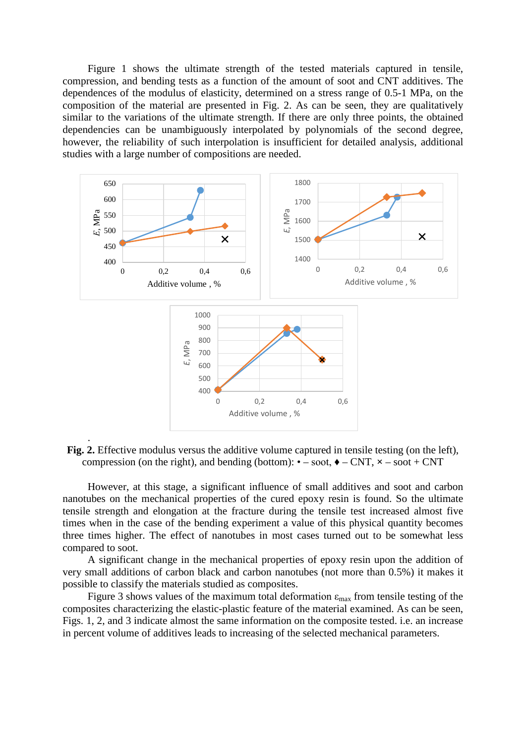Figure 1 shows the ultimate strength of the tested materials captured in tensile, compression, and bending tests as a function of the amount of soot and CNT additives. The dependences of the modulus of elasticity, determined on a stress range of 0.5-1 MPa, on the composition of the material are presented in Fig. 2. As can be seen, they are qualitatively similar to the variations of the ultimate strength. If there are only three points, the obtained dependencies can be unambiguously interpolated by polynomials of the second degree, however, the reliability of such interpolation is insufficient for detailed analysis, additional studies with a large number of compositions are needed.

**Fig. 2.** Effective modulus versus the additive volume captured in tensile testing (on the left), compression (on the right), and bending (bottom): • – soot, ♦ – CNT, × – soot + CNT

However, at this stage, a significant influence of small additives and soot and carbon nanotubes on the mechanical properties of the cured epoxy resin is found. So the ultimate tensile strength and elongation at the fracture during the tensile test increased almost five times when in the case of the bending experiment a value of this physical quantity becomes three times higher. The effect of nanotubes in most cases turned out to be somewhat less compared to soot.

A significant change in the mechanical properties of epoxy resin upon the addition of very small additions of carbon black and carbon nanotubes (not more than 0.5%) it makes it possible to classify the materials studied as composites.

Figure 3 shows values of the maximum total deformation $\varepsilon_{max}$ from tensile testing of the composites characterizing the elastic-plastic feature of the material examined. As can be seen, Figs. 1, 2, and 3 indicate almost the same information on the composite tested. i.e. an increase in percent volume of additives leads to increasing of the selected mechanical parameters.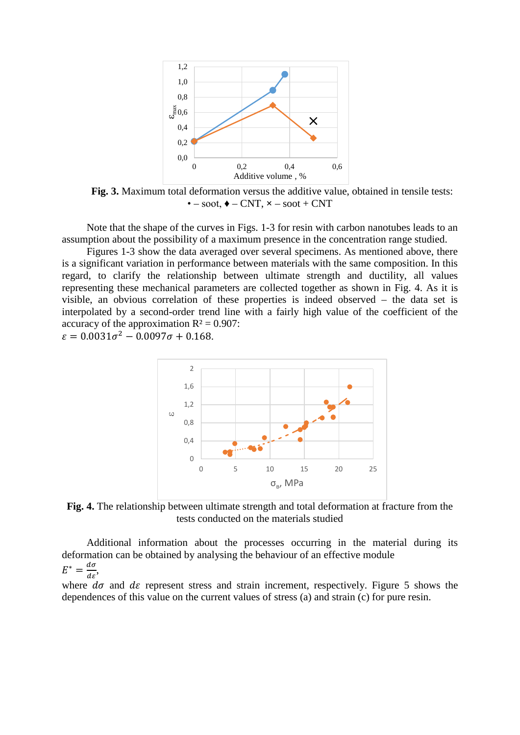**Fig. 3.** Maximum total deformation versus the additive value, obtained in tensile tests: • – soot, ♦ – CNT, × – soot + CNT

Note that the shape of the curves in Figs. 1-3 for resin with carbon nanotubes leads to an assumption about the possibility of a maximum presence in the concentration range studied.

Figures 1-3 show the data averaged over several specimens. As mentioned above, there is a significant variation in performance between materials with the same composition. In this regard, to clarify the relationship between ultimate strength and ductility, all values representing these mechanical parameters are collected together as shown in Fig. 4. As it is visible, an obvious correlation of these properties is indeed observed – the data set is interpolated by a second-order trend line with a fairly high value of the coefficient of the accuracy of the approximation $R^2 = 0.907$:

$$\varepsilon = 0.0031\sigma^2 - 0.0097\sigma + 0.168.$$

**Fig. 4.** The relationship between ultimate strength and total deformation at fracture from the tests conducted on the materials studied

Additional information about the processes occurring in the material during its deformation can be obtained by analysing the behaviour of an effective module

$$E^* = \frac{d\sigma}{d\varepsilon},$$

where $d\sigma$ and $d\varepsilon$ represent stress and strain increment, respectively. Figure 5 shows the dependences of this value on the current values of stress (a) and strain (c) for pure resin.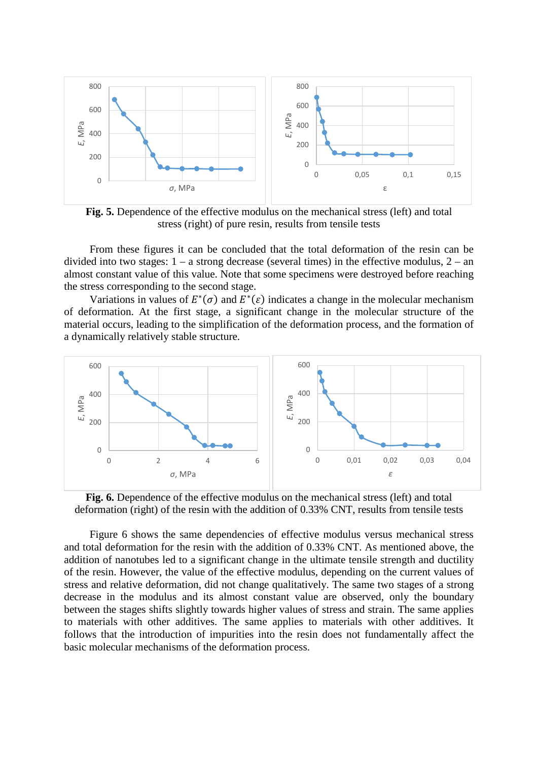**Fig. 5.** Dependence of the effective modulus on the mechanical stress (left) and total stress (right) of pure resin, results from tensile tests

From these figures it can be concluded that the total deformation of the resin can be divided into two stages: 1 – a strong decrease (several times) in the effective modulus, 2 – an almost constant value of this value. Note that some specimens were destroyed before reaching the stress corresponding to the second stage.

Variations in values of $E^*(\sigma)$ and $E^*(\varepsilon)$ indicates a change in the molecular mechanism of deformation. At the first stage, a significant change in the molecular structure of the material occurs, leading to the simplification of the deformation process, and the formation of a dynamically relatively stable structure.

**Fig. 6.** Dependence of the effective modulus on the mechanical stress (left) and total deformation (right) of the resin with the addition of 0.33% CNT, results from tensile tests

Figure 6 shows the same dependencies of effective modulus versus mechanical stress and total deformation for the resin with the addition of 0.33% CNT. As mentioned above, the addition of nanotubes led to a significant change in the ultimate tensile strength and ductility of the resin. However, the value of the effective modulus, depending on the current values of stress and relative deformation, did not change qualitatively. The same two stages of a strong decrease in the modulus and its almost constant value are observed, only the boundary between the stages shifts slightly towards higher values of stress and strain. The same applies to materials with other additives. The same applies to materials with other additives. It follows that the introduction of impurities into the resin does not fundamentally affect the basic molecular mechanisms of the deformation process.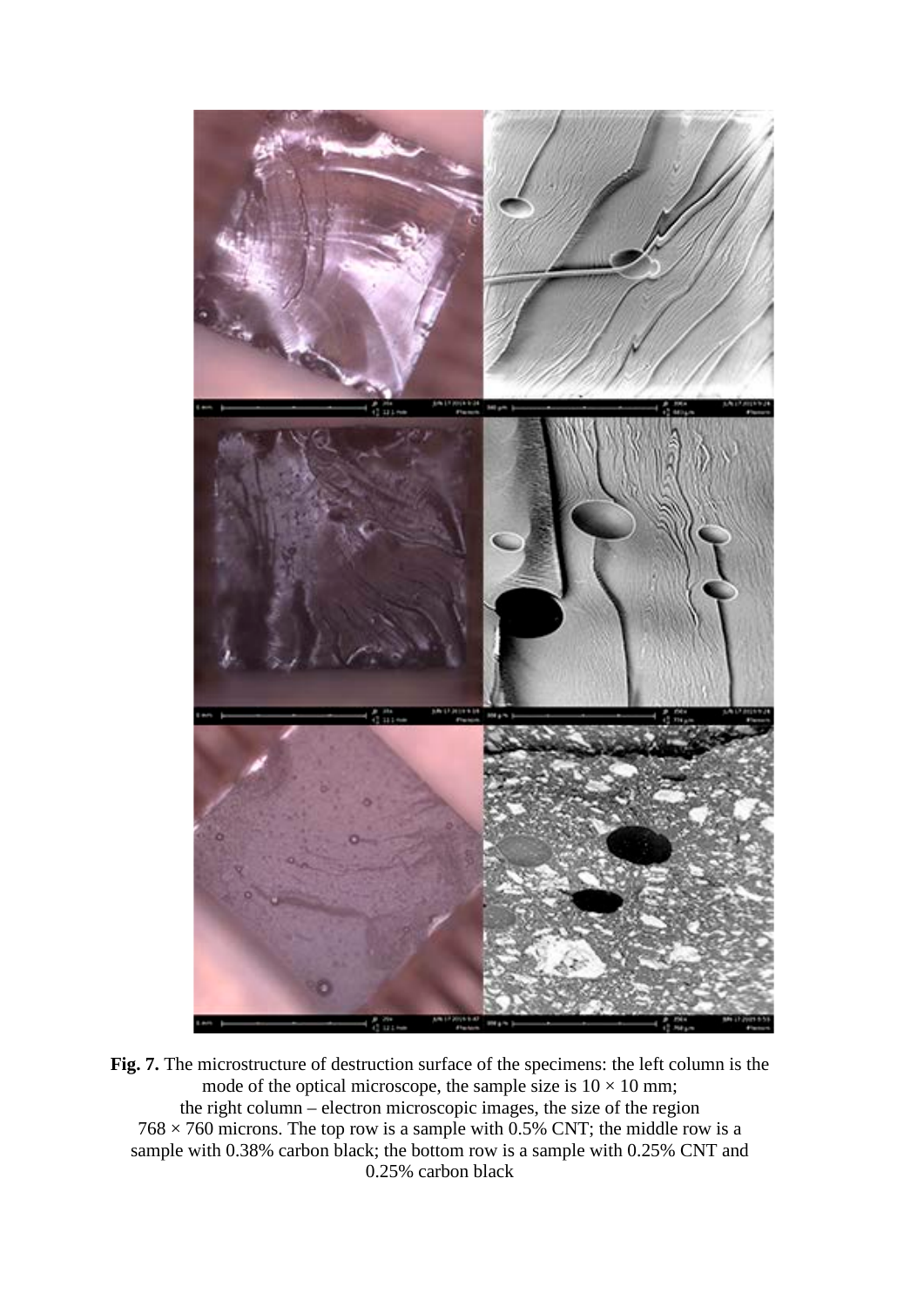**Fig. 7.** The microstructure of destruction surface of the specimens: the left column is the mode of the optical microscope, the sample size is $10 \times 10$ mm; the right column – electron microscopic images, the size of the region $768 \times 760$ microns. The top row is a sample with 0.5% CNT; the middle row is a sample with 0.38% carbon black; the bottom row is a sample with 0.25% CNT and 0.25% carbon black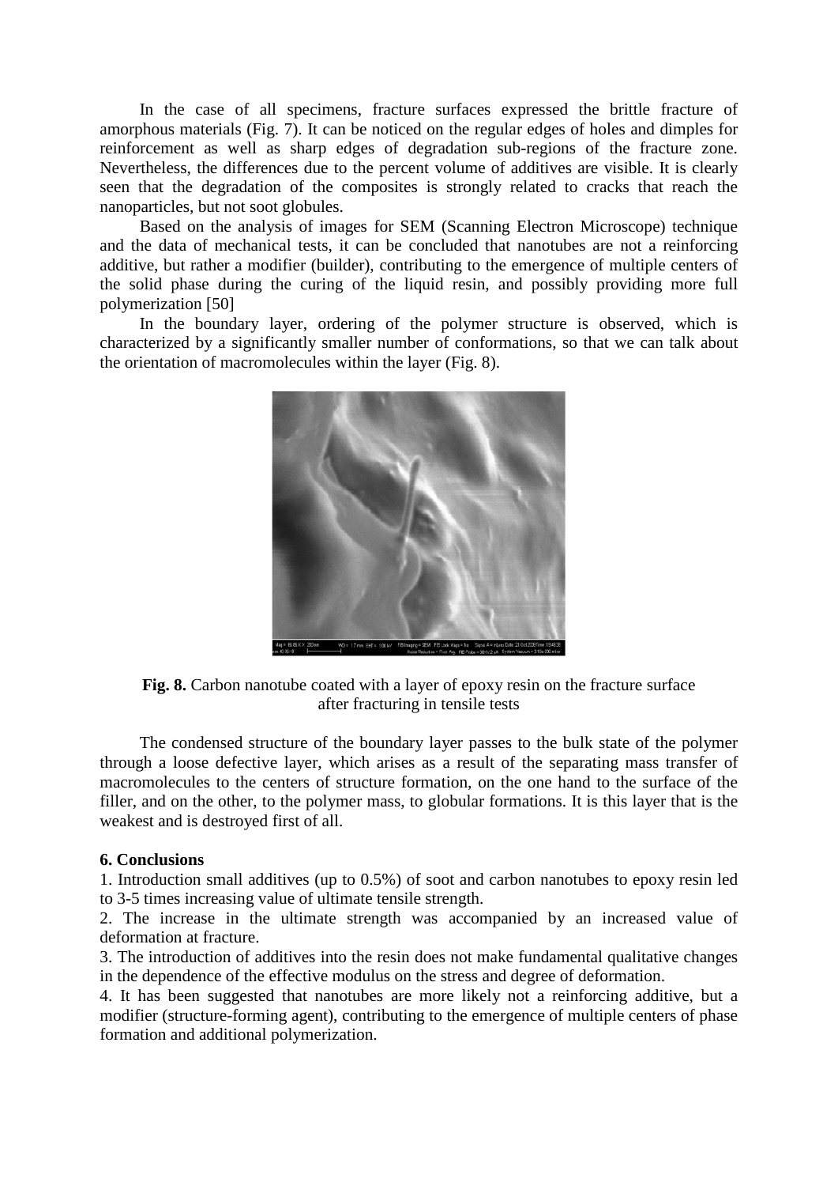In the case of all specimens, fracture surfaces expressed the brittle fracture of amorphous materials (Fig. 7). It can be noticed on the regular edges of holes and dimples for reinforcement as well as sharp edges of degradation sub-regions of the fracture zone. Nevertheless, the differences due to the percent volume of additives are visible. It is clearly seen that the degradation of the composites is strongly related to cracks that reach the nanoparticles, but not soot globules.

Based on the analysis of images for SEM (Scanning Electron Microscope) technique and the data of mechanical tests, it can be concluded that nanotubes are not a reinforcing additive, but rather a modifier (builder), contributing to the emergence of multiple centers of the solid phase during the curing of the liquid resin, and possibly providing more full polymerization [50]

In the boundary layer, ordering of the polymer structure is observed, which is characterized by a significantly smaller number of conformations, so that we can talk about the orientation of macromolecules within the layer (Fig. 8).

**Fig. 8.** Carbon nanotube coated with a layer of epoxy resin on the fracture surface after fracturing in tensile tests

The condensed structure of the boundary layer passes to the bulk state of the polymer through a loose defective layer, which arises as a result of the separating mass transfer of macromolecules to the centers of structure formation, on the one hand to the surface of the filler, and on the other, to the polymer mass, to globular formations. It is this layer that is the weakest and is destroyed first of all.

**6. Conclusions**

1. Introduction small additives (up to 0.5%) of soot and carbon nanotubes to epoxy resin led to 3-5 times increasing value of ultimate tensile strength.
2. The increase in the ultimate strength was accompanied by an increased value of deformation at fracture.
3. The introduction of additives into the resin does not make fundamental qualitative changes in the dependence of the effective modulus on the stress and degree of deformation.
4. It has been suggested that nanotubes are more likely not a reinforcing additive, but a modifier (structure-forming agent), contributing to the emergence of multiple centers of phase formation and additional polymerization.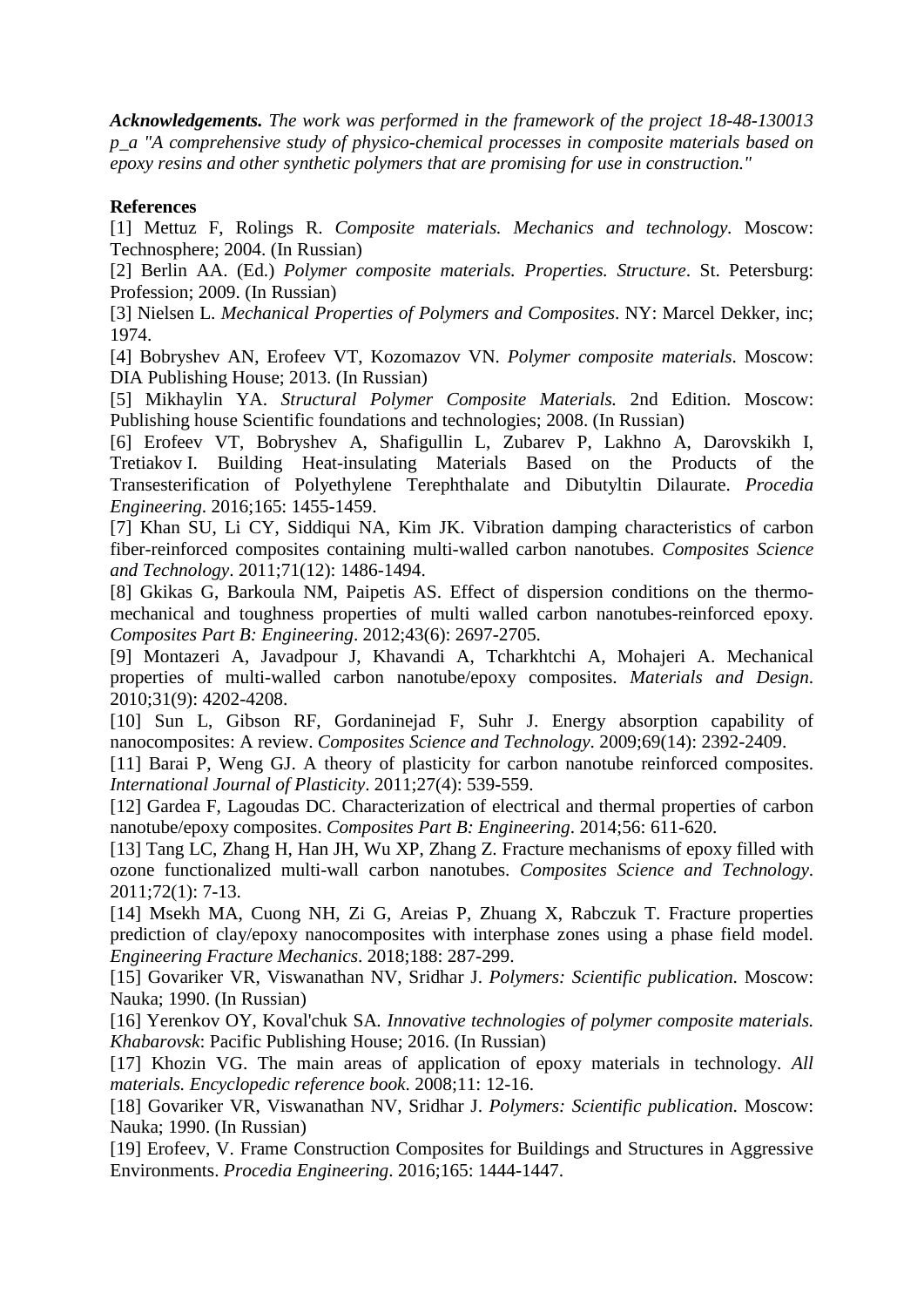***Acknowledgements.*** *The work was performed in the framework of the project 18-48-130013 p_a "A comprehensive study of physico-chemical processes in composite materials based on epoxy resins and other synthetic polymers that are promising for use in construction."*

**References**

[1] Mettuz F, Rolings R. *Composite materials. Mechanics and technology*. Moscow: Technosphere; 2004. (In Russian)

[2] Berlin AA. (Ed.) *Polymer composite materials. Properties. Structure*. St. Petersburg: Profession; 2009. (In Russian)

[3] Nielsen L. *Mechanical Properties of Polymers and Composites*. NY: Marcel Dekker, inc; 1974.

[4] Bobryshev AN, Erofeev VT, Kozomazov VN. *Polymer composite materials*. Moscow: DIA Publishing House; 2013. (In Russian)

[5] Mikhaylin YA. *Structural Polymer Composite Materials.* 2nd Edition. Moscow: Publishing house Scientific foundations and technologies; 2008. (In Russian)

[6] Erofeev VT, Bobryshev A, Shafigullin L, Zubarev P, Lakhno A, Darovskikh I, Tretiakov I. Building Heat-insulating Materials Based on the Products of the Transesterification of Polyethylene Terephthalate and Dibutyltin Dilaurate. *Procedia Engineering*. 2016;165: 1455-1459.

[7] Khan SU, Li CY, Siddiqui NA, Kim JK. Vibration damping characteristics of carbon fiber-reinforced composites containing multi-walled carbon nanotubes. *Composites Science and Technology*. 2011;71(12): 1486-1494.

[8] Gkikas G, Barkoula NM, Paipetis AS. Effect of dispersion conditions on the thermo-mechanical and toughness properties of multi walled carbon nanotubes-reinforced epoxy. *Composites Part B: Engineering*. 2012;43(6): 2697-2705.

[9] Montazeri A, Javadpour J, Khavandi A, Tcharkhtchi A, Mohajeri A. Mechanical properties of multi-walled carbon nanotube/epoxy composites. *Materials and Design*. 2010;31(9): 4202-4208.

[10] Sun L, Gibson RF, Gordaninejad F, Suhr J. Energy absorption capability of nanocomposites: A review. *Composites Science and Technology*. 2009;69(14): 2392-2409.

[11] Barai P, Weng GJ. A theory of plasticity for carbon nanotube reinforced composites. *International Journal of Plasticity*. 2011;27(4): 539-559.

[12] Gardea F, Lagoudas DC. Characterization of electrical and thermal properties of carbon nanotube/epoxy composites. *Composites Part B: Engineering*. 2014;56: 611-620.

[13] Tang LC, Zhang H, Han JH, Wu XP, Zhang Z. Fracture mechanisms of epoxy filled with ozone functionalized multi-wall carbon nanotubes. *Composites Science and Technology*. 2011;72(1): 7-13.

[14] Msekh MA, Cuong NH, Zi G, Areias P, Zhuang X, Rabczuk T. Fracture properties prediction of clay/epoxy nanocomposites with interphase zones using a phase field model. *Engineering Fracture Mechanics*. 2018;188: 287-299.

[15] Govariker VR, Viswanathan NV, Sridhar J. *Polymers: Scientific publication*. Moscow: Nauka; 1990. (In Russian)

[16] Yerenkov OY, Koval'chuk SA. *Innovative technologies of polymer composite materials. Khabarovsk*: Pacific Publishing House; 2016. (In Russian)

[17] Khozin VG. The main areas of application of epoxy materials in technology. *All materials. Encyclopedic reference book*. 2008;11: 12-16.

[18] Govariker VR, Viswanathan NV, Sridhar J. *Polymers: Scientific publication*. Moscow: Nauka; 1990. (In Russian)

[19] Erofeev, V. Frame Construction Composites for Buildings and Structures in Aggressive Environments. *Procedia Engineering*. 2016;165: 1444-1447.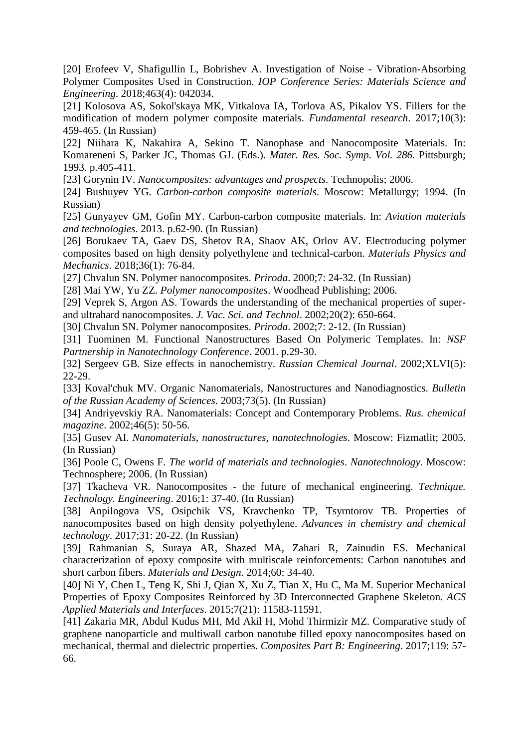[20] Erofeev V, Shafigullin L, Bobrishev A. Investigation of Noise - Vibration-Absorbing Polymer Composites Used in Construction. *IOP Conference Series: Materials Science and Engineering*. 2018;463(4): 042034.

[21] Kolosova AS, Sokol'skaya MK, Vitkalova IA, Torlova AS, Pikalov YS. Fillers for the modification of modern polymer composite materials. *Fundamental research*. 2017;10(3): 459-465. (In Russian)

[22] Niihara K, Nakahira A, Sekino T. Nanophase and Nanocomposite Materials. In: Komareneni S, Parker JC, Thomas GJ. (Eds.). *Mater. Res. Soc. Symp. Vol. 286.* Pittsburgh; 1993. p.405-411.

[23] Gorynin IV. *Nanocomposites: advantages and prospects*. Technopolis; 2006.

[24] Bushuyev YG. *Carbon-carbon composite materials*. Moscow: Metallurgy; 1994. (In Russian)

[25] Gunyayev GM, Gofin MY. Carbon-carbon composite materials. In: *Aviation materials and technologies*. 2013. p.62-90. (In Russian)

[26] Borukaev TA, Gaev DS, Shetov RA, Shaov AK, Orlov AV. Electroducing polymer composites based on high density polyethylene and technical-carbon. *Materials Physics and Mechanics*. 2018;36(1): 76-84.

[27] Chvalun SN. Polymer nanocomposites. *Priroda*. 2000;7: 24-32. (In Russian)

[28] Mai YW, Yu ZZ. *Polymer nanocomposites*. Woodhead Publishing; 2006.

[29] Veprek S, Argon AS. Towards the understanding of the mechanical properties of super- and ultrahard nanocomposites. *J. Vac. Sci. and Technol*. 2002;20(2): 650-664.

[30] Chvalun SN. Polymer nanocomposites. *Priroda*. 2002;7: 2-12. (In Russian)

[31] Tuominen M. Functional Nanostructures Based On Polymeric Templates. In: *NSF Partnership in Nanotechnology Conference*. 2001. p.29-30.

[32] Sergeev GB. Size effects in nanochemistry. *Russian Chemical Journal*. 2002;XLVI(5): 22-29.

[33] Koval'chuk MV. Organic Nanomaterials, Nanostructures and Nanodiagnostics. *Bulletin of the Russian Academy of Sciences*. 2003;73(5). (In Russian)

[34] Andriyevskiy RA. Nanomaterials: Concept and Contemporary Problems. *Rus. chemical magazine*. 2002;46(5): 50-56.

[35] Gusev AI. *Nanomaterials, nanostructures, nanotechnologies*. Moscow: Fizmatlit; 2005. (In Russian)

[36] Poole C, Owens F. *The world of materials and technologies. Nanotechnology.* Moscow: Technosphere; 2006. (In Russian)

[37] Tkacheva VR. Nanocomposites - the future of mechanical engineering. *Technique. Technology. Engineering*. 2016;1: 37-40. (In Russian)

[38] Anpilogova VS, Osipchik VS, Kravchenko TP, Tsyrntorov TB. Properties of nanocomposites based on high density polyethylene. *Advances in chemistry and chemical technology*. 2017;31: 20-22. (In Russian)

[39] Rahmanian S, Suraya AR, Shazed MA, Zahari R, Zainudin ES. Mechanical characterization of epoxy composite with multiscale reinforcements: Carbon nanotubes and short carbon fibers. *Materials and Design*. 2014;60: 34-40.

[40] Ni Y, Chen L, Teng K, Shi J, Qian X, Xu Z, Tian X, Hu C, Ma M. Superior Mechanical Properties of Epoxy Composites Reinforced by 3D Interconnected Graphene Skeleton. *ACS Applied Materials and Interfaces*. 2015;7(21): 11583-11591.

[41] Zakaria MR, Abdul Kudus MH, Md Akil H, Mohd Thirmizir MZ. Comparative study of graphene nanoparticle and multiwall carbon nanotube filled epoxy nanocomposites based on mechanical, thermal and dielectric properties. *Composites Part B: Engineering*. 2017;119: 57-66.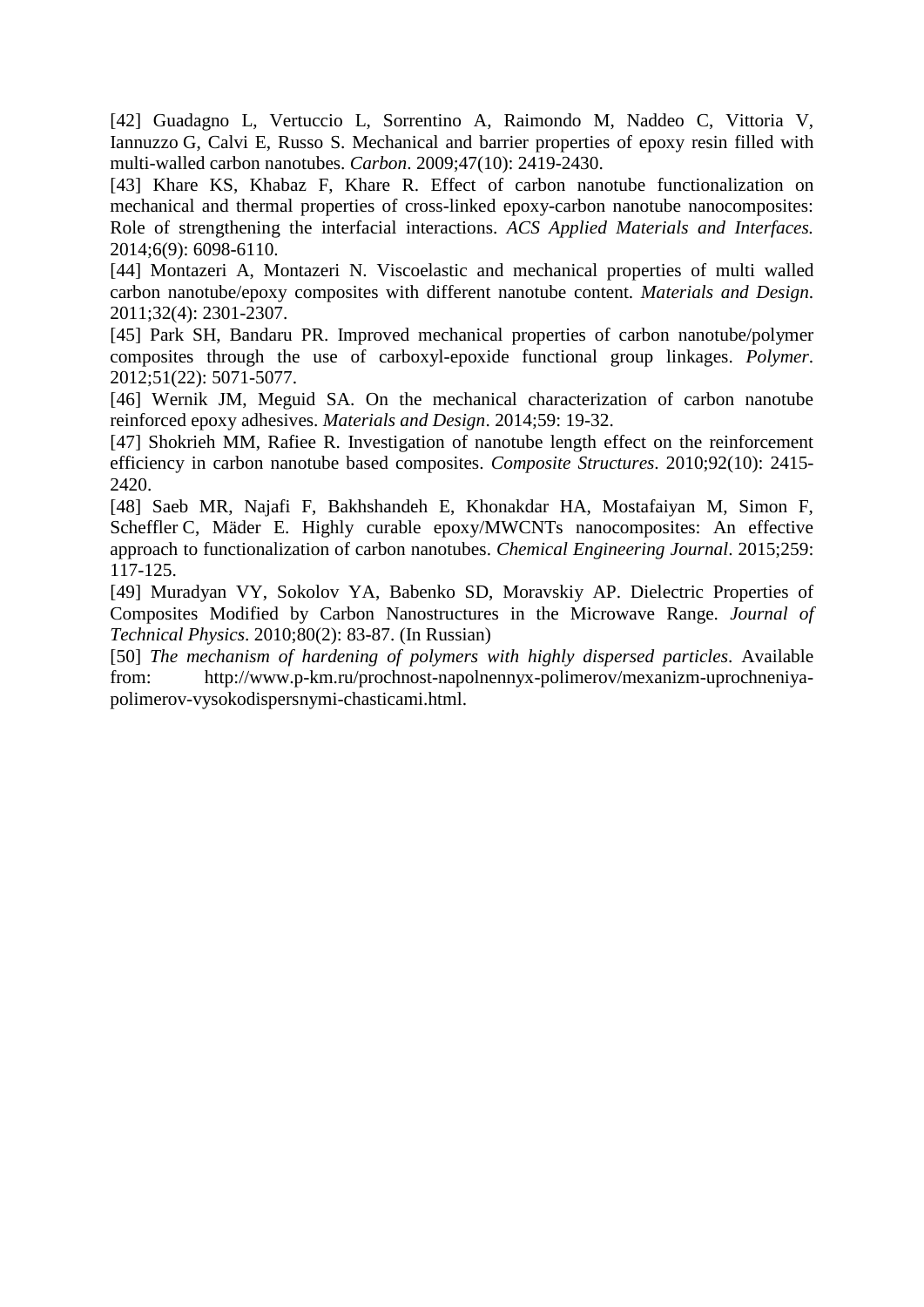[42] Guadagno L, Vertuccio L, Sorrentino A, Raimondo M, Naddeo C, Vittoria V, Iannuzzo G, Calvi E, Russo S. Mechanical and barrier properties of epoxy resin filled with multi-walled carbon nanotubes. *Carbon*. 2009;47(10): 2419-2430.

[43] Khare KS, Khabaz F, Khare R. Effect of carbon nanotube functionalization on mechanical and thermal properties of cross-linked epoxy-carbon nanotube nanocomposites: Role of strengthening the interfacial interactions. *ACS Applied Materials and Interfaces.* 2014;6(9): 6098-6110.

[44] Montazeri A, Montazeri N. Viscoelastic and mechanical properties of multi walled carbon nanotube/epoxy composites with different nanotube content. *Materials and Design*. 2011;32(4): 2301-2307.

[45] Park SH, Bandaru PR. Improved mechanical properties of carbon nanotube/polymer composites through the use of carboxyl-epoxide functional group linkages. *Polymer*. 2012;51(22): 5071-5077.

[46] Wernik JM, Meguid SA. On the mechanical characterization of carbon nanotube reinforced epoxy adhesives. *Materials and Design*. 2014;59: 19-32.

[47] Shokrieh MM, Rafiee R. Investigation of nanotube length effect on the reinforcement efficiency in carbon nanotube based composites. *Composite Structures*. 2010;92(10): 2415-2420.

[48] Saeb MR, Najafi F, Bakhshandeh E, Khonakdar HA, Mostafaiyan M, Simon F, Scheffler C, Mäder E. Highly curable epoxy/MWCNTs nanocomposites: An effective approach to functionalization of carbon nanotubes. *Chemical Engineering Journal*. 2015;259: 117-125.

[49] Muradyan VY, Sokolov YA, Babenko SD, Moravskiy AP. Dielectric Properties of Composites Modified by Carbon Nanostructures in the Microwave Range. *Journal of Technical Physics*. 2010;80(2): 83-87. (In Russian)

[50] *The mechanism of hardening of polymers with highly dispersed particles*. Available from: http://www.p-km.ru/prochnost-napolnennyx-polimerov/mexanizm-uprochneniya-polimerov-vysokodispersnymi-chasticami.html.